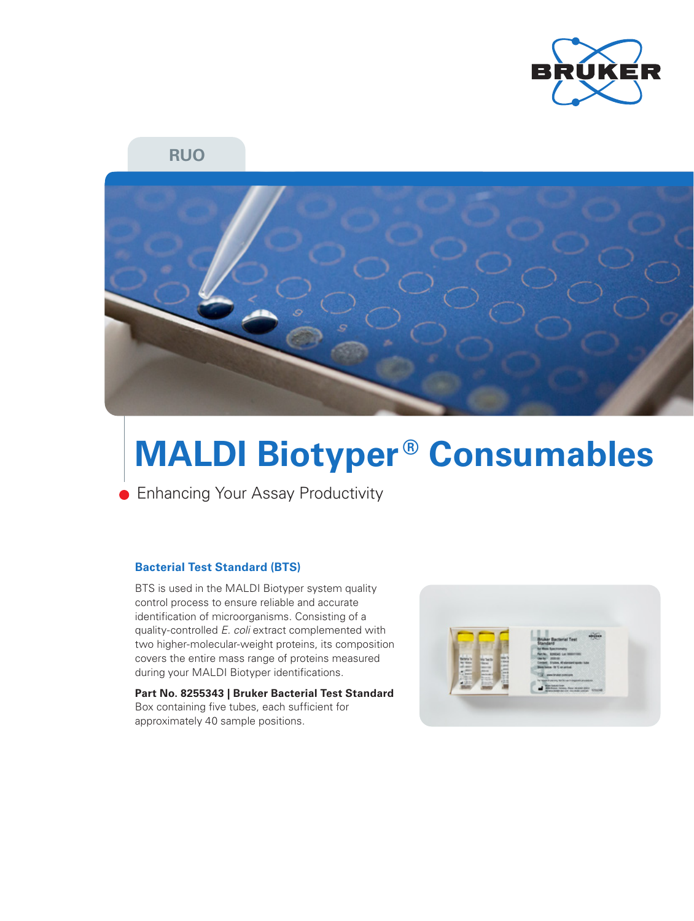RUO

# MALDI Biotyper® Consumables

Enhancing Your Assay Productivity

### Bacterial Test Standard (BTS)

BTS is used in the MALDI Biotyper system quality control process to ensure reliable and accurate identification of microorganisms. Consisting of a quality-controlled *E. coli* extract complemented with two higher-molecular-weight proteins, its composition covers the entire mass range of proteins measured during your MALDI Biotyper identifications.

**Part No. 8255343 | Bruker Bacterial Test Standard**
Box containing five tubes, each sufficient for approximately 40 sample positions.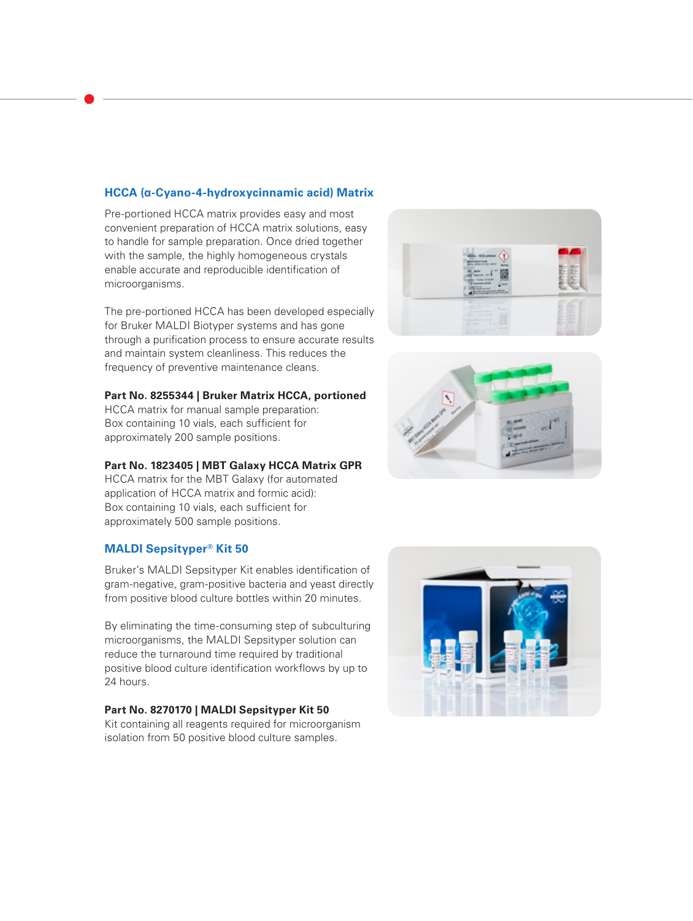## HCCA (α-Cyano-4-hydroxycinnamic acid) Matrix

Pre-portioned HCCA matrix provides easy and most convenient preparation of HCCA matrix solutions, easy to handle for sample preparation. Once dried together with the sample, the highly homogeneous crystals enable accurate and reproducible identification of microorganisms.

The pre-portioned HCCA has been developed especially for Bruker MALDI Biotyper systems and has gone through a purification process to ensure accurate results and maintain system cleanliness. This reduces the frequency of preventive maintenance cleans.

**Part No. 8255344 | Bruker Matrix HCCA, portioned**
HCCA matrix for manual sample preparation:
Box containing 10 vials, each sufficient for approximately 200 sample positions.

**Part No. 1823405 | MBT Galaxy HCCA Matrix GPR**
HCCA matrix for the MBT Galaxy (for automated application of HCCA matrix and formic acid):
Box containing 10 vials, each sufficient for approximately 500 sample positions.

## MALDI Sepsityper® Kit 50

Bruker's MALDI Sepsityper Kit enables identification of gram-negative, gram-positive bacteria and yeast directly from positive blood culture bottles within 20 minutes.

By eliminating the time-consuming step of subculturing microorganisms, the MALDI Sepsityper solution can reduce the turnaround time required by traditional positive blood culture identification workflows by up to 24 hours.

**Part No. 8270170 | MALDI Sepsityper Kit 50**
Kit containing all reagents required for microorganism isolation from 50 positive blood culture samples.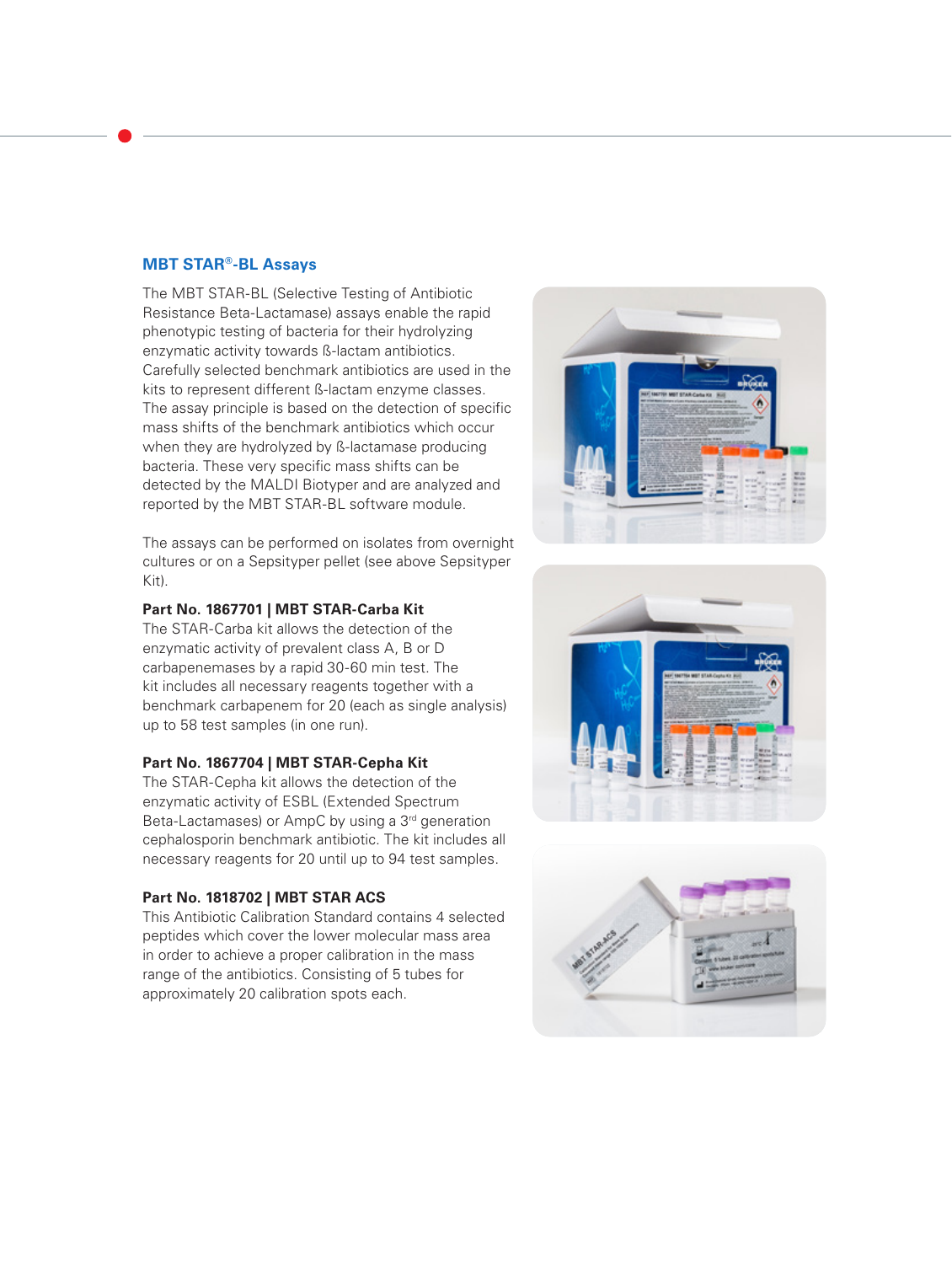## MBT STAR®-BL Assays

The MBT STAR-BL (Selective Testing of Antibiotic Resistance Beta-Lactamase) assays enable the rapid phenotypic testing of bacteria for their hydrolyzing enzymatic activity towards ß-lactam antibiotics. Carefully selected benchmark antibiotics are used in the kits to represent different ß-lactam enzyme classes. The assay principle is based on the detection of specific mass shifts of the benchmark antibiotics which occur when they are hydrolyzed by ß-lactamase producing bacteria. These very specific mass shifts can be detected by the MALDI Biotyper and are analyzed and reported by the MBT STAR-BL software module.

The assays can be performed on isolates from overnight cultures or on a Sepsityper pellet (see above Sepsityper Kit).

### Part No. 1867701 | MBT STAR-Carba Kit

The STAR-Carba kit allows the detection of the enzymatic activity of prevalent class A, B or D carbapenemases by a rapid 30-60 min test. The kit includes all necessary reagents together with a benchmark carbapenem for 20 (each as single analysis) up to 58 test samples (in one run).

### Part No. 1867704 | MBT STAR-Cepha Kit

The STAR-Cepha kit allows the detection of the enzymatic activity of ESBL (Extended Spectrum Beta-Lactamases) or AmpC by using a 3rd generation cephalosporin benchmark antibiotic. The kit includes all necessary reagents for 20 until up to 94 test samples.

### Part No. 1818702 | MBT STAR ACS

This Antibiotic Calibration Standard contains 4 selected peptides which cover the lower molecular mass area in order to achieve a proper calibration in the mass range of the antibiotics. Consisting of 5 tubes for approximately 20 calibration spots each.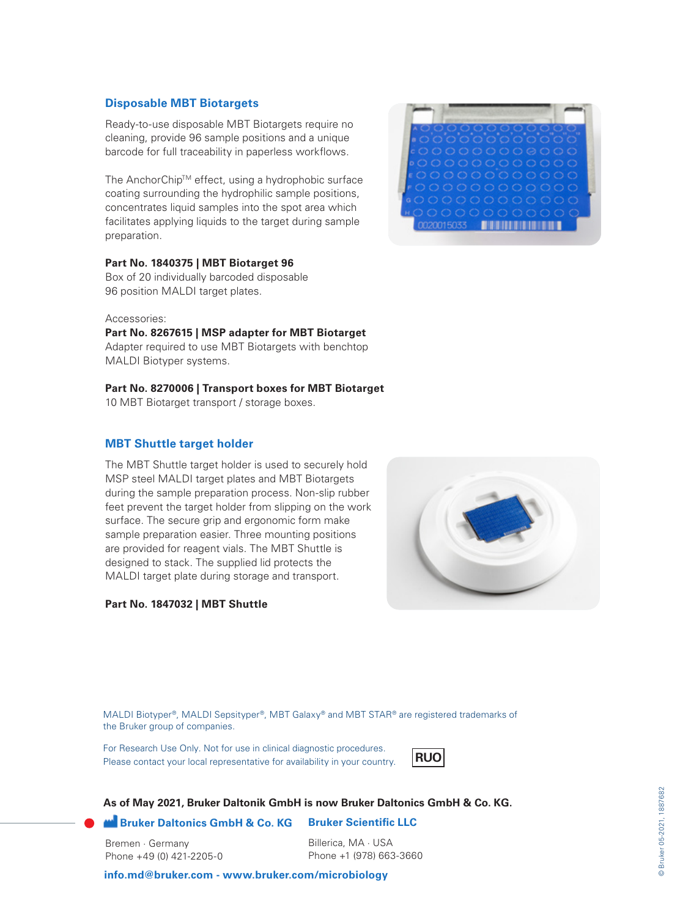## Disposable MBT Biotargets

Ready-to-use disposable MBT Biotargets require no cleaning, provide 96 sample positions and a unique barcode for full traceability in paperless workflows.

The AnchorChip™ effect, using a hydrophobic surface coating surrounding the hydrophilic sample positions, concentrates liquid samples into the spot area which facilitates applying liquids to the target during sample preparation.

**Part No. 1840375 | MBT Biotarget 96**
Box of 20 individually barcoded disposable 96 position MALDI target plates.

Accessories:
**Part No. 8267615 | MSP adapter for MBT Biotarget**
Adapter required to use MBT Biotargets with benchtop MALDI Biotyper systems.

**Part No. 8270006 | Transport boxes for MBT Biotarget**
10 MBT Biotarget transport / storage boxes.

## MBT Shuttle target holder

The MBT Shuttle target holder is used to securely hold MSP steel MALDI target plates and MBT Biotargets during the sample preparation process. Non-slip rubber feet prevent the target holder from slipping on the work surface. The secure grip and ergonomic form make sample preparation easier. Three mounting positions are provided for reagent vials. The MBT Shuttle is designed to stack. The supplied lid protects the MALDI target plate during storage and transport.

**Part No. 1847032 | MBT Shuttle**

MALDI Biotyper®, MALDI Sepsityper®, MBT Galaxy® and MBT STAR® are registered trademarks of the Bruker group of companies.

For Research Use Only. Not for use in clinical diagnostic procedures.
Please contact your local representative for availability in your country.

**RUO**

**As of May 2021, Bruker Daltonik GmbH is now Bruker Daltonics GmbH & Co. KG.**

**Bruker Daltonics GmbH & Co. KG**

Bremen · Germany
Phone +49 (0) 421-2205-0

**Bruker Scientific LLC**

Billerica, MA · USA
Phone +1 (978) 663-3660

**info.md@bruker.com - www.bruker.com/microbiology**

© Bruker 05-2021, 1887682